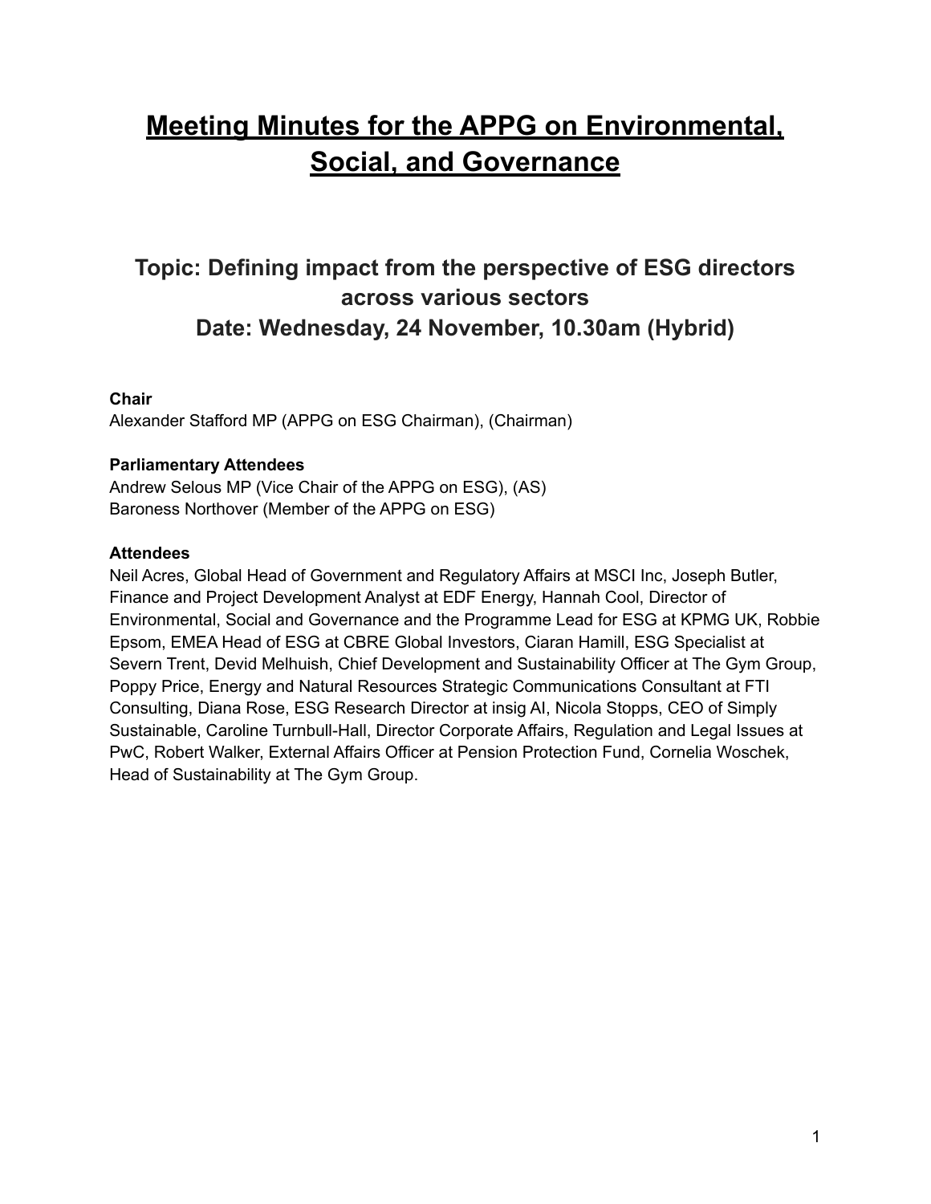# Meeting Minutes for the APPG on Environmental, Social, and Governance

## Topic: Defining impact from the perspective of ESG directors across various sectors
## Date: Wednesday, 24 November, 10.30am (Hybrid)

**Chair**
Alexander Stafford MP (APPG on ESG Chairman), (Chairman)

**Parliamentary Attendees**
Andrew Selous MP (Vice Chair of the APPG on ESG), (AS)
Baroness Northover (Member of the APPG on ESG)

**Attendees**
Neil Acres, Global Head of Government and Regulatory Affairs at MSCI Inc, Joseph Butler, Finance and Project Development Analyst at EDF Energy, Hannah Cool, Director of Environmental, Social and Governance and the Programme Lead for ESG at KPMG UK, Robbie Epsom, EMEA Head of ESG at CBRE Global Investors, Ciaran Hamill, ESG Specialist at Severn Trent, Devid Melhuish, Chief Development and Sustainability Officer at The Gym Group, Poppy Price, Energy and Natural Resources Strategic Communications Consultant at FTI Consulting, Diana Rose, ESG Research Director at insig AI, Nicola Stopps, CEO of Simply Sustainable, Caroline Turnbull-Hall, Director Corporate Affairs, Regulation and Legal Issues at PwC, Robert Walker, External Affairs Officer at Pension Protection Fund, Cornelia Woschek, Head of Sustainability at The Gym Group.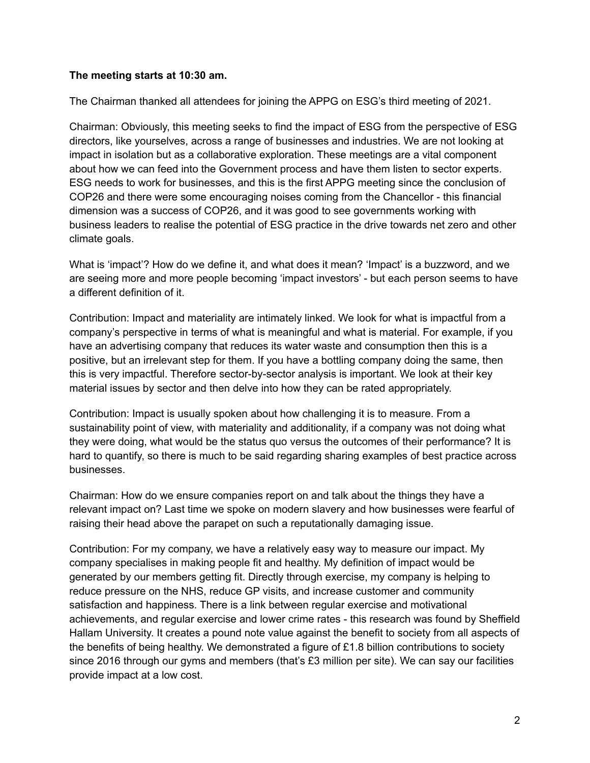**The meeting starts at 10:30 am.**

The Chairman thanked all attendees for joining the APPG on ESG's third meeting of 2021.

Chairman: Obviously, this meeting seeks to find the impact of ESG from the perspective of ESG directors, like yourselves, across a range of businesses and industries. We are not looking at impact in isolation but as a collaborative exploration. These meetings are a vital component about how we can feed into the Government process and have them listen to sector experts. ESG needs to work for businesses, and this is the first APPG meeting since the conclusion of COP26 and there were some encouraging noises coming from the Chancellor - this financial dimension was a success of COP26, and it was good to see governments working with business leaders to realise the potential of ESG practice in the drive towards net zero and other climate goals.

What is 'impact'? How do we define it, and what does it mean? 'Impact' is a buzzword, and we are seeing more and more people becoming 'impact investors' - but each person seems to have a different definition of it.

Contribution: Impact and materiality are intimately linked. We look for what is impactful from a company's perspective in terms of what is meaningful and what is material. For example, if you have an advertising company that reduces its water waste and consumption then this is a positive, but an irrelevant step for them. If you have a bottling company doing the same, then this is very impactful. Therefore sector-by-sector analysis is important. We look at their key material issues by sector and then delve into how they can be rated appropriately.

Contribution: Impact is usually spoken about how challenging it is to measure. From a sustainability point of view, with materiality and additionality, if a company was not doing what they were doing, what would be the status quo versus the outcomes of their performance? It is hard to quantify, so there is much to be said regarding sharing examples of best practice across businesses.

Chairman: How do we ensure companies report on and talk about the things they have a relevant impact on? Last time we spoke on modern slavery and how businesses were fearful of raising their head above the parapet on such a reputationally damaging issue.

Contribution: For my company, we have a relatively easy way to measure our impact. My company specialises in making people fit and healthy. My definition of impact would be generated by our members getting fit. Directly through exercise, my company is helping to reduce pressure on the NHS, reduce GP visits, and increase customer and community satisfaction and happiness. There is a link between regular exercise and motivational achievements, and regular exercise and lower crime rates - this research was found by Sheffield Hallam University. It creates a pound note value against the benefit to society from all aspects of the benefits of being healthy. We demonstrated a figure of £1.8 billion contributions to society since 2016 through our gyms and members (that's £3 million per site). We can say our facilities provide impact at a low cost.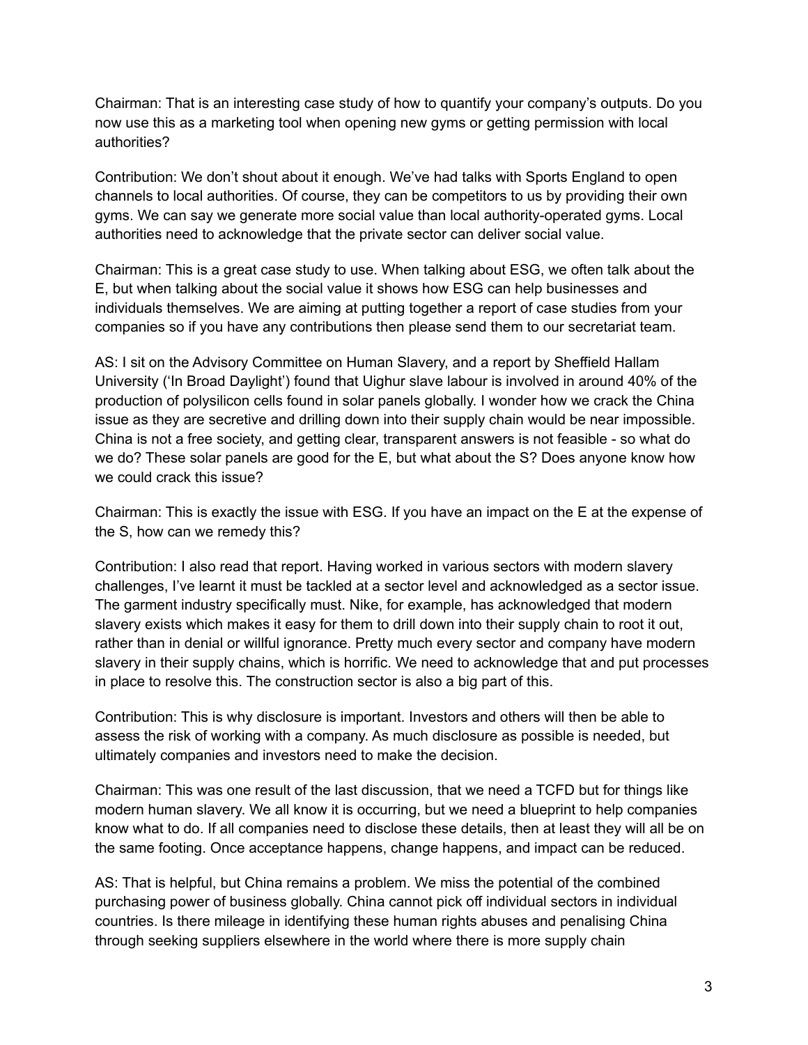Chairman: That is an interesting case study of how to quantify your company's outputs. Do you now use this as a marketing tool when opening new gyms or getting permission with local authorities?

Contribution: We don't shout about it enough. We've had talks with Sports England to open channels to local authorities. Of course, they can be competitors to us by providing their own gyms. We can say we generate more social value than local authority-operated gyms. Local authorities need to acknowledge that the private sector can deliver social value.

Chairman: This is a great case study to use. When talking about ESG, we often talk about the E, but when talking about the social value it shows how ESG can help businesses and individuals themselves. We are aiming at putting together a report of case studies from your companies so if you have any contributions then please send them to our secretariat team.

AS: I sit on the Advisory Committee on Human Slavery, and a report by Sheffield Hallam University ('In Broad Daylight') found that Uighur slave labour is involved in around 40% of the production of polysilicon cells found in solar panels globally. I wonder how we crack the China issue as they are secretive and drilling down into their supply chain would be near impossible. China is not a free society, and getting clear, transparent answers is not feasible - so what do we do? These solar panels are good for the E, but what about the S? Does anyone know how we could crack this issue?

Chairman: This is exactly the issue with ESG. If you have an impact on the E at the expense of the S, how can we remedy this?

Contribution: I also read that report. Having worked in various sectors with modern slavery challenges, I've learnt it must be tackled at a sector level and acknowledged as a sector issue. The garment industry specifically must. Nike, for example, has acknowledged that modern slavery exists which makes it easy for them to drill down into their supply chain to root it out, rather than in denial or willful ignorance. Pretty much every sector and company have modern slavery in their supply chains, which is horrific. We need to acknowledge that and put processes in place to resolve this. The construction sector is also a big part of this.

Contribution: This is why disclosure is important. Investors and others will then be able to assess the risk of working with a company. As much disclosure as possible is needed, but ultimately companies and investors need to make the decision.

Chairman: This was one result of the last discussion, that we need a TCFD but for things like modern human slavery. We all know it is occurring, but we need a blueprint to help companies know what to do. If all companies need to disclose these details, then at least they will all be on the same footing. Once acceptance happens, change happens, and impact can be reduced.

AS: That is helpful, but China remains a problem. We miss the potential of the combined purchasing power of business globally. China cannot pick off individual sectors in individual countries. Is there mileage in identifying these human rights abuses and penalising China through seeking suppliers elsewhere in the world where there is more supply chain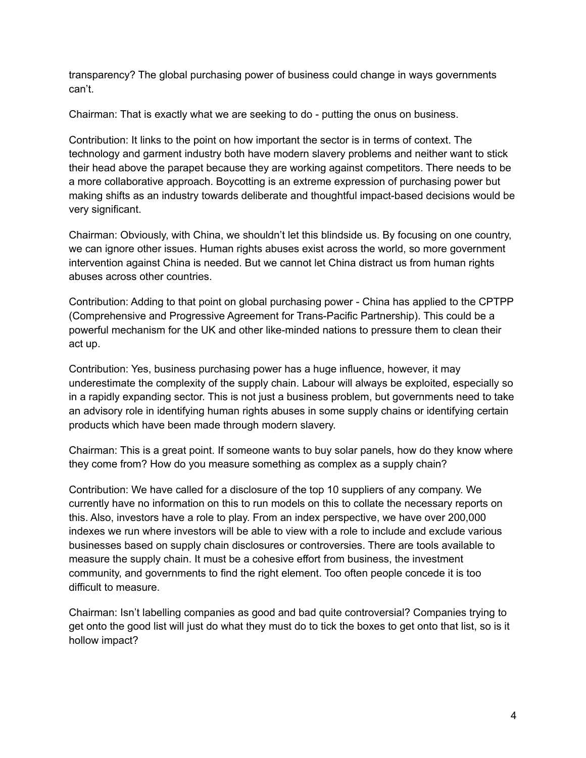transparency? The global purchasing power of business could change in ways governments can't.

Chairman: That is exactly what we are seeking to do - putting the onus on business.

Contribution: It links to the point on how important the sector is in terms of context. The technology and garment industry both have modern slavery problems and neither want to stick their head above the parapet because they are working against competitors. There needs to be a more collaborative approach. Boycotting is an extreme expression of purchasing power but making shifts as an industry towards deliberate and thoughtful impact-based decisions would be very significant.

Chairman: Obviously, with China, we shouldn't let this blindside us. By focusing on one country, we can ignore other issues. Human rights abuses exist across the world, so more government intervention against China is needed. But we cannot let China distract us from human rights abuses across other countries.

Contribution: Adding to that point on global purchasing power - China has applied to the CPTPP (Comprehensive and Progressive Agreement for Trans-Pacific Partnership). This could be a powerful mechanism for the UK and other like-minded nations to pressure them to clean their act up.

Contribution: Yes, business purchasing power has a huge influence, however, it may underestimate the complexity of the supply chain. Labour will always be exploited, especially so in a rapidly expanding sector. This is not just a business problem, but governments need to take an advisory role in identifying human rights abuses in some supply chains or identifying certain products which have been made through modern slavery.

Chairman: This is a great point. If someone wants to buy solar panels, how do they know where they come from? How do you measure something as complex as a supply chain?

Contribution: We have called for a disclosure of the top 10 suppliers of any company. We currently have no information on this to run models on this to collate the necessary reports on this. Also, investors have a role to play. From an index perspective, we have over 200,000 indexes we run where investors will be able to view with a role to include and exclude various businesses based on supply chain disclosures or controversies. There are tools available to measure the supply chain. It must be a cohesive effort from business, the investment community, and governments to find the right element. Too often people concede it is too difficult to measure.

Chairman: Isn't labelling companies as good and bad quite controversial? Companies trying to get onto the good list will just do what they must do to tick the boxes to get onto that list, so is it hollow impact?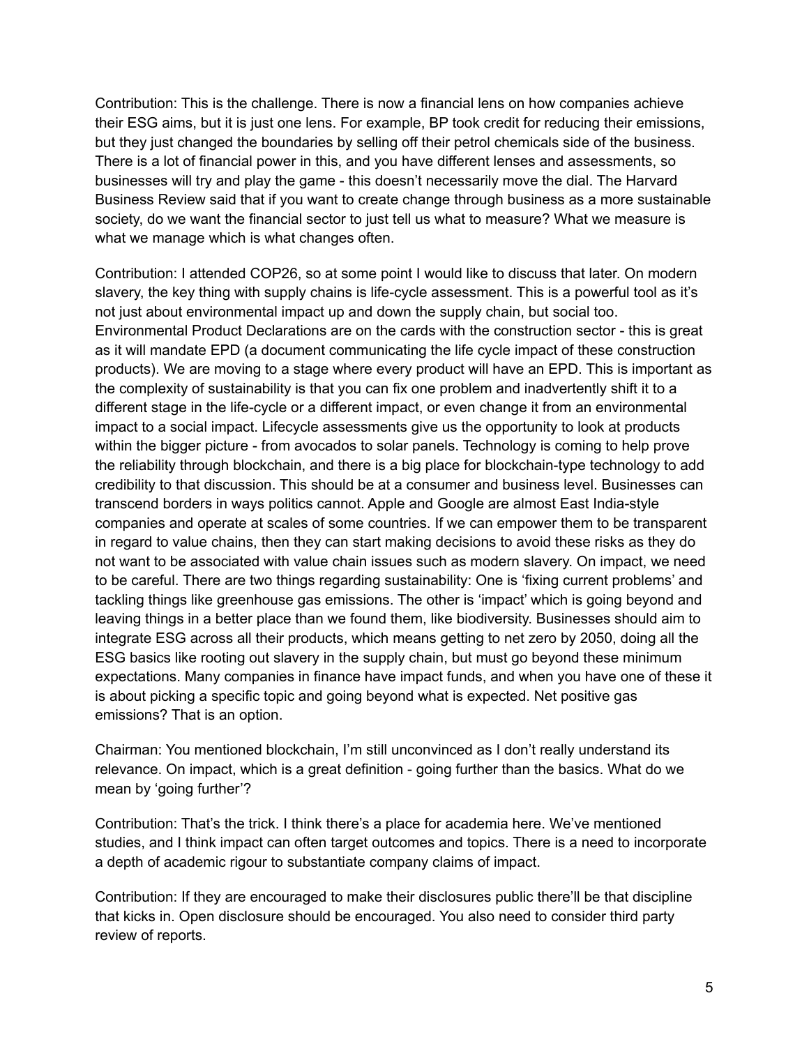Contribution: This is the challenge. There is now a financial lens on how companies achieve their ESG aims, but it is just one lens. For example, BP took credit for reducing their emissions, but they just changed the boundaries by selling off their petrol chemicals side of the business. There is a lot of financial power in this, and you have different lenses and assessments, so businesses will try and play the game - this doesn't necessarily move the dial. The Harvard Business Review said that if you want to create change through business as a more sustainable society, do we want the financial sector to just tell us what to measure? What we measure is what we manage which is what changes often.

Contribution: I attended COP26, so at some point I would like to discuss that later. On modern slavery, the key thing with supply chains is life-cycle assessment. This is a powerful tool as it's not just about environmental impact up and down the supply chain, but social too. Environmental Product Declarations are on the cards with the construction sector - this is great as it will mandate EPD (a document communicating the life cycle impact of these construction products). We are moving to a stage where every product will have an EPD. This is important as the complexity of sustainability is that you can fix one problem and inadvertently shift it to a different stage in the life-cycle or a different impact, or even change it from an environmental impact to a social impact. Lifecycle assessments give us the opportunity to look at products within the bigger picture - from avocados to solar panels. Technology is coming to help prove the reliability through blockchain, and there is a big place for blockchain-type technology to add credibility to that discussion. This should be at a consumer and business level. Businesses can transcend borders in ways politics cannot. Apple and Google are almost East India-style companies and operate at scales of some countries. If we can empower them to be transparent in regard to value chains, then they can start making decisions to avoid these risks as they do not want to be associated with value chain issues such as modern slavery. On impact, we need to be careful. There are two things regarding sustainability: One is 'fixing current problems' and tackling things like greenhouse gas emissions. The other is 'impact' which is going beyond and leaving things in a better place than we found them, like biodiversity. Businesses should aim to integrate ESG across all their products, which means getting to net zero by 2050, doing all the ESG basics like rooting out slavery in the supply chain, but must go beyond these minimum expectations. Many companies in finance have impact funds, and when you have one of these it is about picking a specific topic and going beyond what is expected. Net positive gas emissions? That is an option.

Chairman: You mentioned blockchain, I'm still unconvinced as I don't really understand its relevance. On impact, which is a great definition - going further than the basics. What do we mean by 'going further'?

Contribution: That's the trick. I think there's a place for academia here. We've mentioned studies, and I think impact can often target outcomes and topics. There is a need to incorporate a depth of academic rigour to substantiate company claims of impact.

Contribution: If they are encouraged to make their disclosures public there'll be that discipline that kicks in. Open disclosure should be encouraged. You also need to consider third party review of reports.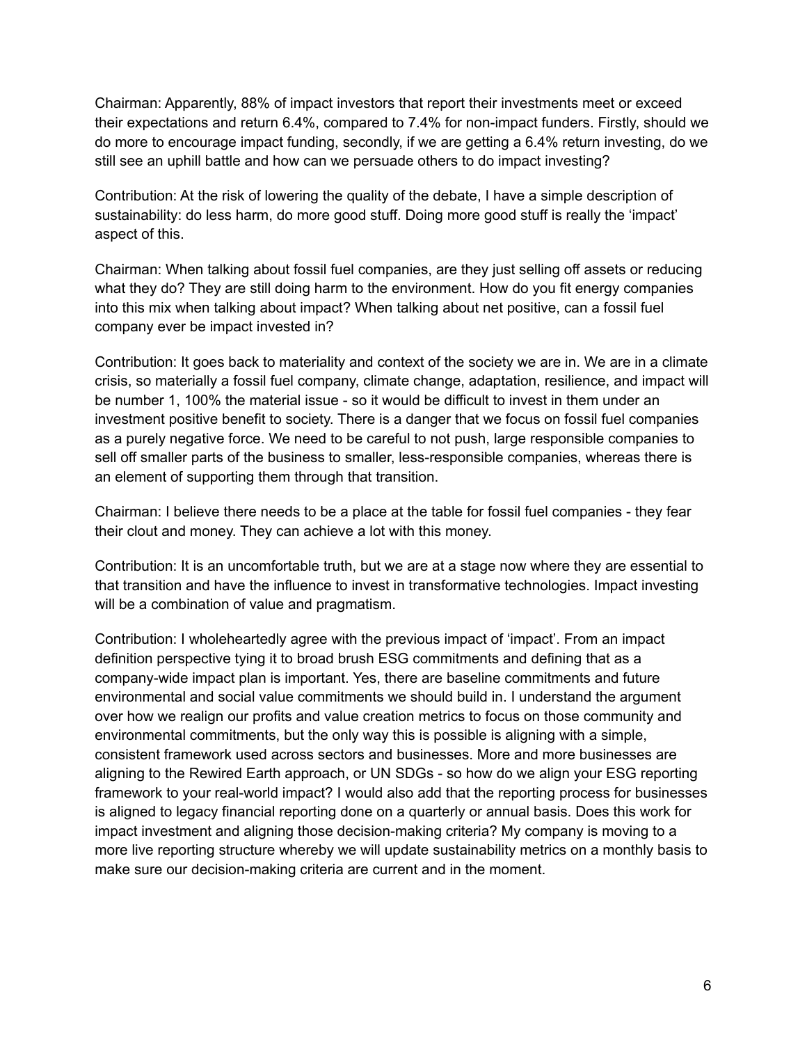Chairman: Apparently, 88% of impact investors that report their investments meet or exceed their expectations and return 6.4%, compared to 7.4% for non-impact funders. Firstly, should we do more to encourage impact funding, secondly, if we are getting a 6.4% return investing, do we still see an uphill battle and how can we persuade others to do impact investing?

Contribution: At the risk of lowering the quality of the debate, I have a simple description of sustainability: do less harm, do more good stuff. Doing more good stuff is really the 'impact' aspect of this.

Chairman: When talking about fossil fuel companies, are they just selling off assets or reducing what they do? They are still doing harm to the environment. How do you fit energy companies into this mix when talking about impact? When talking about net positive, can a fossil fuel company ever be impact invested in?

Contribution: It goes back to materiality and context of the society we are in. We are in a climate crisis, so materially a fossil fuel company, climate change, adaptation, resilience, and impact will be number 1, 100% the material issue - so it would be difficult to invest in them under an investment positive benefit to society. There is a danger that we focus on fossil fuel companies as a purely negative force. We need to be careful to not push, large responsible companies to sell off smaller parts of the business to smaller, less-responsible companies, whereas there is an element of supporting them through that transition.

Chairman: I believe there needs to be a place at the table for fossil fuel companies - they fear their clout and money. They can achieve a lot with this money.

Contribution: It is an uncomfortable truth, but we are at a stage now where they are essential to that transition and have the influence to invest in transformative technologies. Impact investing will be a combination of value and pragmatism.

Contribution: I wholeheartedly agree with the previous impact of 'impact'. From an impact definition perspective tying it to broad brush ESG commitments and defining that as a company-wide impact plan is important. Yes, there are baseline commitments and future environmental and social value commitments we should build in. I understand the argument over how we realign our profits and value creation metrics to focus on those community and environmental commitments, but the only way this is possible is aligning with a simple, consistent framework used across sectors and businesses. More and more businesses are aligning to the Rewired Earth approach, or UN SDGs - so how do we align your ESG reporting framework to your real-world impact? I would also add that the reporting process for businesses is aligned to legacy financial reporting done on a quarterly or annual basis. Does this work for impact investment and aligning those decision-making criteria? My company is moving to a more live reporting structure whereby we will update sustainability metrics on a monthly basis to make sure our decision-making criteria are current and in the moment.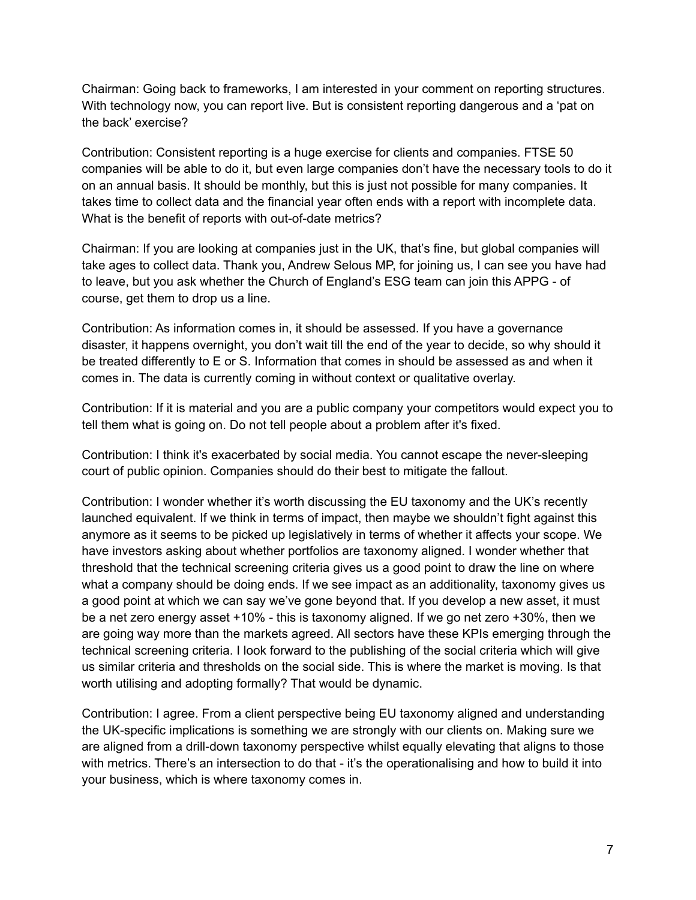Chairman: Going back to frameworks, I am interested in your comment on reporting structures. With technology now, you can report live. But is consistent reporting dangerous and a 'pat on the back' exercise?

Contribution: Consistent reporting is a huge exercise for clients and companies. FTSE 50 companies will be able to do it, but even large companies don't have the necessary tools to do it on an annual basis. It should be monthly, but this is just not possible for many companies. It takes time to collect data and the financial year often ends with a report with incomplete data. What is the benefit of reports with out-of-date metrics?

Chairman: If you are looking at companies just in the UK, that's fine, but global companies will take ages to collect data. Thank you, Andrew Selous MP, for joining us, I can see you have had to leave, but you ask whether the Church of England's ESG team can join this APPG - of course, get them to drop us a line.

Contribution: As information comes in, it should be assessed. If you have a governance disaster, it happens overnight, you don't wait till the end of the year to decide, so why should it be treated differently to E or S. Information that comes in should be assessed as and when it comes in. The data is currently coming in without context or qualitative overlay.

Contribution: If it is material and you are a public company your competitors would expect you to tell them what is going on. Do not tell people about a problem after it's fixed.

Contribution: I think it's exacerbated by social media. You cannot escape the never-sleeping court of public opinion. Companies should do their best to mitigate the fallout.

Contribution: I wonder whether it's worth discussing the EU taxonomy and the UK's recently launched equivalent. If we think in terms of impact, then maybe we shouldn't fight against this anymore as it seems to be picked up legislatively in terms of whether it affects your scope. We have investors asking about whether portfolios are taxonomy aligned. I wonder whether that threshold that the technical screening criteria gives us a good point to draw the line on where what a company should be doing ends. If we see impact as an additionality, taxonomy gives us a good point at which we can say we've gone beyond that. If you develop a new asset, it must be a net zero energy asset +10% - this is taxonomy aligned. If we go net zero +30%, then we are going way more than the markets agreed. All sectors have these KPIs emerging through the technical screening criteria. I look forward to the publishing of the social criteria which will give us similar criteria and thresholds on the social side. This is where the market is moving. Is that worth utilising and adopting formally? That would be dynamic.

Contribution: I agree. From a client perspective being EU taxonomy aligned and understanding the UK-specific implications is something we are strongly with our clients on. Making sure we are aligned from a drill-down taxonomy perspective whilst equally elevating that aligns to those with metrics. There's an intersection to do that - it's the operationalising and how to build it into your business, which is where taxonomy comes in.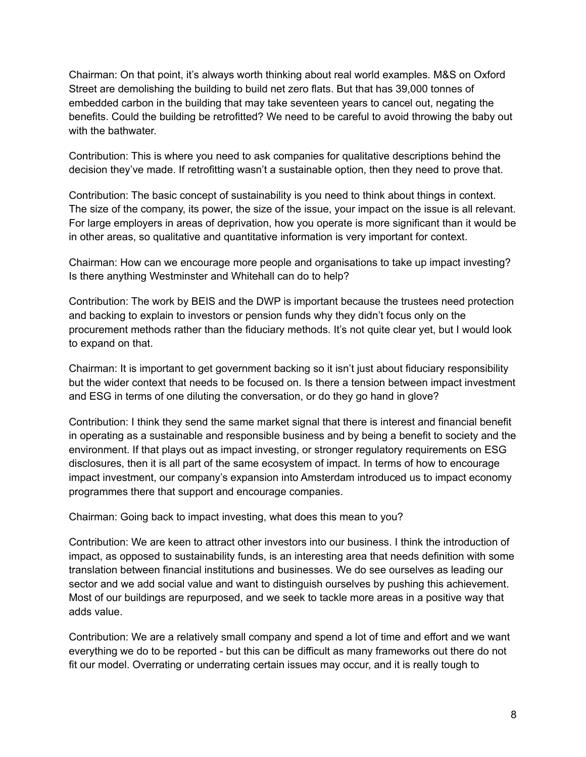Chairman: On that point, it's always worth thinking about real world examples. M&S on Oxford Street are demolishing the building to build net zero flats. But that has 39,000 tonnes of embedded carbon in the building that may take seventeen years to cancel out, negating the benefits. Could the building be retrofitted? We need to be careful to avoid throwing the baby out with the bathwater.

Contribution: This is where you need to ask companies for qualitative descriptions behind the decision they've made. If retrofitting wasn't a sustainable option, then they need to prove that.

Contribution: The basic concept of sustainability is you need to think about things in context. The size of the company, its power, the size of the issue, your impact on the issue is all relevant. For large employers in areas of deprivation, how you operate is more significant than it would be in other areas, so qualitative and quantitative information is very important for context.

Chairman: How can we encourage more people and organisations to take up impact investing? Is there anything Westminster and Whitehall can do to help?

Contribution: The work by BEIS and the DWP is important because the trustees need protection and backing to explain to investors or pension funds why they didn't focus only on the procurement methods rather than the fiduciary methods. It's not quite clear yet, but I would look to expand on that.

Chairman: It is important to get government backing so it isn't just about fiduciary responsibility but the wider context that needs to be focused on. Is there a tension between impact investment and ESG in terms of one diluting the conversation, or do they go hand in glove?

Contribution: I think they send the same market signal that there is interest and financial benefit in operating as a sustainable and responsible business and by being a benefit to society and the environment. If that plays out as impact investing, or stronger regulatory requirements on ESG disclosures, then it is all part of the same ecosystem of impact. In terms of how to encourage impact investment, our company's expansion into Amsterdam introduced us to impact economy programmes there that support and encourage companies.

Chairman: Going back to impact investing, what does this mean to you?

Contribution: We are keen to attract other investors into our business. I think the introduction of impact, as opposed to sustainability funds, is an interesting area that needs definition with some translation between financial institutions and businesses. We do see ourselves as leading our sector and we add social value and want to distinguish ourselves by pushing this achievement. Most of our buildings are repurposed, and we seek to tackle more areas in a positive way that adds value.

Contribution: We are a relatively small company and spend a lot of time and effort and we want everything we do to be reported - but this can be difficult as many frameworks out there do not fit our model. Overrating or underrating certain issues may occur, and it is really tough to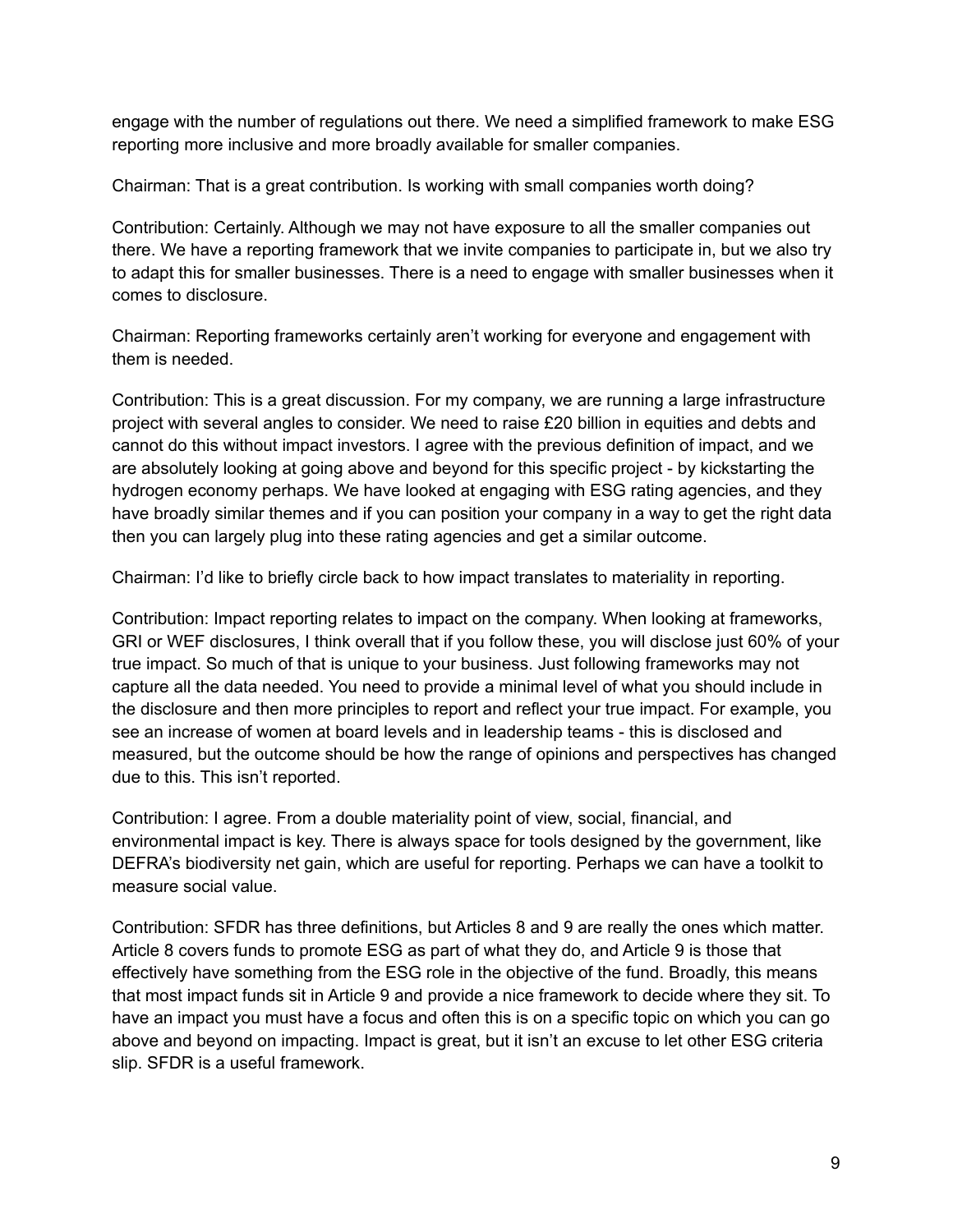engage with the number of regulations out there. We need a simplified framework to make ESG reporting more inclusive and more broadly available for smaller companies.

Chairman: That is a great contribution. Is working with small companies worth doing?

Contribution: Certainly. Although we may not have exposure to all the smaller companies out there. We have a reporting framework that we invite companies to participate in, but we also try to adapt this for smaller businesses. There is a need to engage with smaller businesses when it comes to disclosure.

Chairman: Reporting frameworks certainly aren't working for everyone and engagement with them is needed.

Contribution: This is a great discussion. For my company, we are running a large infrastructure project with several angles to consider. We need to raise £20 billion in equities and debts and cannot do this without impact investors. I agree with the previous definition of impact, and we are absolutely looking at going above and beyond for this specific project - by kickstarting the hydrogen economy perhaps. We have looked at engaging with ESG rating agencies, and they have broadly similar themes and if you can position your company in a way to get the right data then you can largely plug into these rating agencies and get a similar outcome.

Chairman: I'd like to briefly circle back to how impact translates to materiality in reporting.

Contribution: Impact reporting relates to impact on the company. When looking at frameworks, GRI or WEF disclosures, I think overall that if you follow these, you will disclose just 60% of your true impact. So much of that is unique to your business. Just following frameworks may not capture all the data needed. You need to provide a minimal level of what you should include in the disclosure and then more principles to report and reflect your true impact. For example, you see an increase of women at board levels and in leadership teams - this is disclosed and measured, but the outcome should be how the range of opinions and perspectives has changed due to this. This isn't reported.

Contribution: I agree. From a double materiality point of view, social, financial, and environmental impact is key. There is always space for tools designed by the government, like DEFRA's biodiversity net gain, which are useful for reporting. Perhaps we can have a toolkit to measure social value.

Contribution: SFDR has three definitions, but Articles 8 and 9 are really the ones which matter. Article 8 covers funds to promote ESG as part of what they do, and Article 9 is those that effectively have something from the ESG role in the objective of the fund. Broadly, this means that most impact funds sit in Article 9 and provide a nice framework to decide where they sit. To have an impact you must have a focus and often this is on a specific topic on which you can go above and beyond on impacting. Impact is great, but it isn't an excuse to let other ESG criteria slip. SFDR is a useful framework.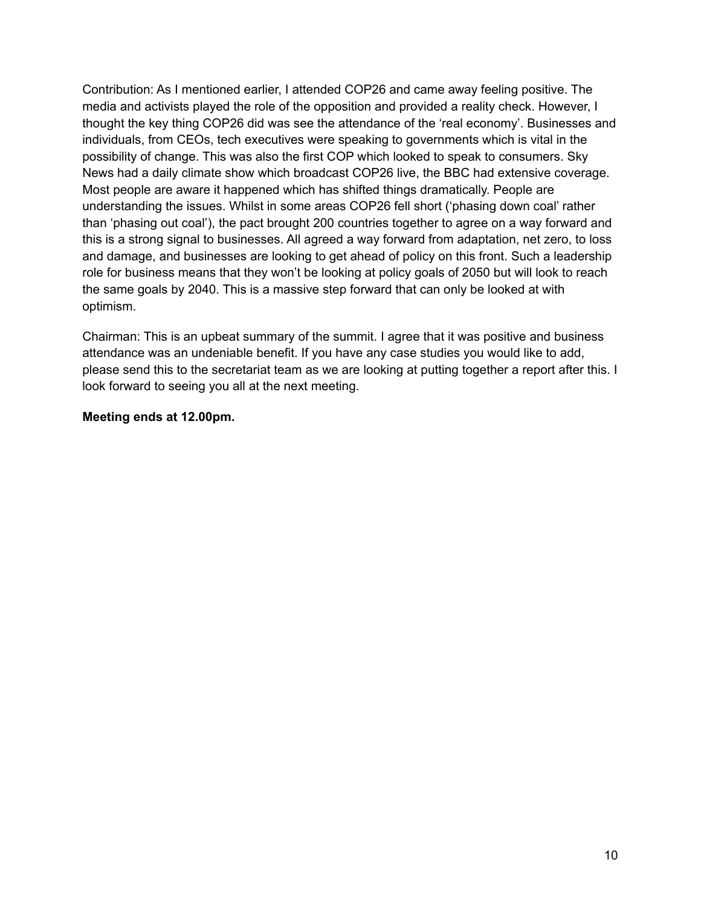Contribution: As I mentioned earlier, I attended COP26 and came away feeling positive. The media and activists played the role of the opposition and provided a reality check. However, I thought the key thing COP26 did was see the attendance of the 'real economy'. Businesses and individuals, from CEOs, tech executives were speaking to governments which is vital in the possibility of change. This was also the first COP which looked to speak to consumers. Sky News had a daily climate show which broadcast COP26 live, the BBC had extensive coverage. Most people are aware it happened which has shifted things dramatically. People are understanding the issues. Whilst in some areas COP26 fell short ('phasing down coal' rather than 'phasing out coal'), the pact brought 200 countries together to agree on a way forward and this is a strong signal to businesses. All agreed a way forward from adaptation, net zero, to loss and damage, and businesses are looking to get ahead of policy on this front. Such a leadership role for business means that they won't be looking at policy goals of 2050 but will look to reach the same goals by 2040. This is a massive step forward that can only be looked at with optimism.

Chairman: This is an upbeat summary of the summit. I agree that it was positive and business attendance was an undeniable benefit. If you have any case studies you would like to add, please send this to the secretariat team as we are looking at putting together a report after this. I look forward to seeing you all at the next meeting.

**Meeting ends at 12.00pm.**